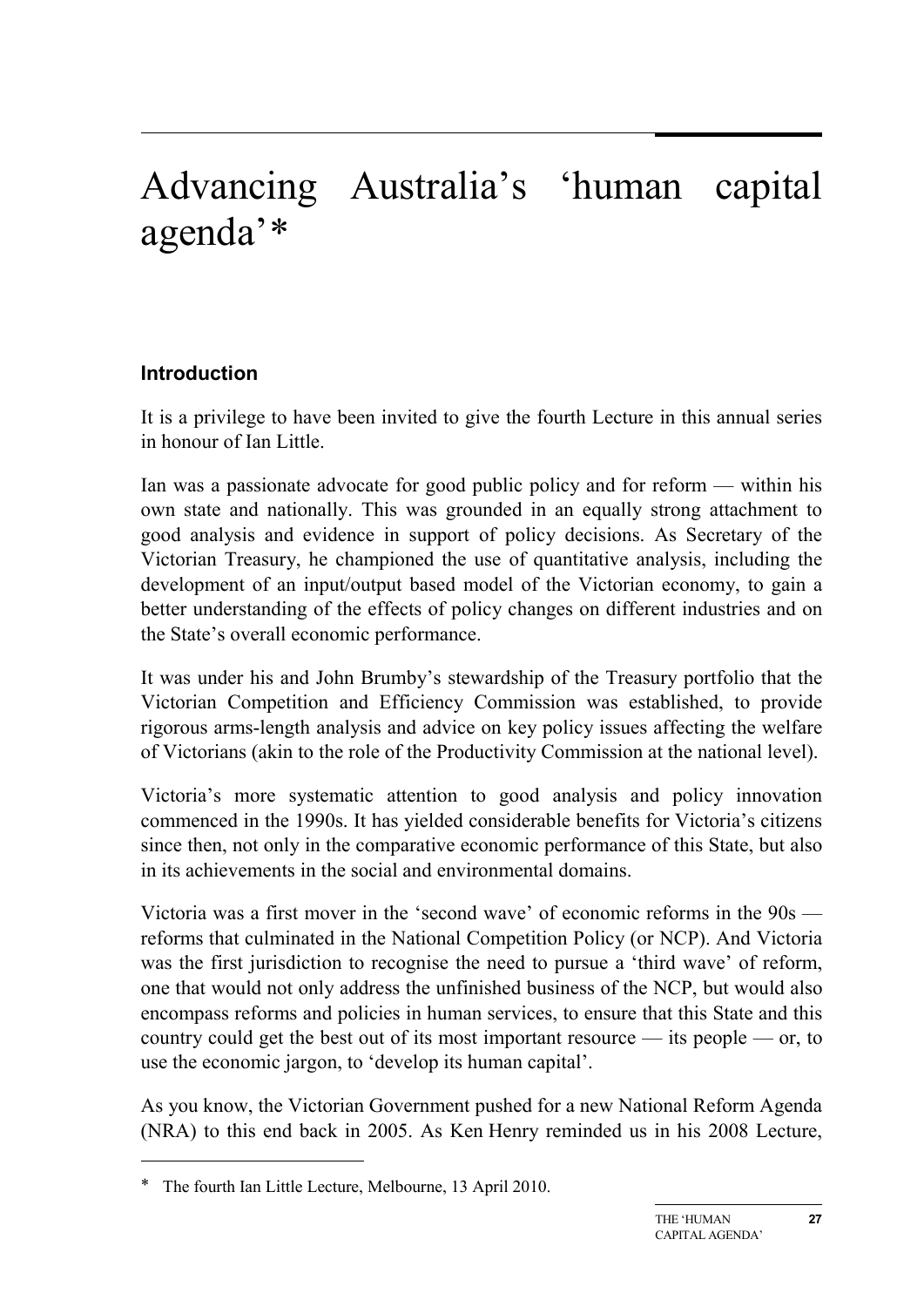# Advancing Australia's 'human capital agenda'*

## Introduction

It is a privilege to have been invited to give the fourth Lecture in this annual series in honour of Ian Little.

Ian was a passionate advocate for good public policy and for reform — within his own state and nationally. This was grounded in an equally strong attachment to good analysis and evidence in support of policy decisions. As Secretary of the Victorian Treasury, he championed the use of quantitative analysis, including the development of an input/output based model of the Victorian economy, to gain a better understanding of the effects of policy changes on different industries and on the State's overall economic performance.

It was under his and John Brumby's stewardship of the Treasury portfolio that the Victorian Competition and Efficiency Commission was established, to provide rigorous arms-length analysis and advice on key policy issues affecting the welfare of Victorians (akin to the role of the Productivity Commission at the national level).

Victoria's more systematic attention to good analysis and policy innovation commenced in the 1990s. It has yielded considerable benefits for Victoria's citizens since then, not only in the comparative economic performance of this State, but also in its achievements in the social and environmental domains.

Victoria was a first mover in the 'second wave' of economic reforms in the 90s — reforms that culminated in the National Competition Policy (or NCP). And Victoria was the first jurisdiction to recognise the need to pursue a 'third wave' of reform, one that would not only address the unfinished business of the NCP, but would also encompass reforms and policies in human services, to ensure that this State and this country could get the best out of its most important resource — its people — or, to use the economic jargon, to 'develop its human capital'.

As you know, the Victorian Government pushed for a new National Reform Agenda (NRA) to this end back in 2005. As Ken Henry reminded us in his 2008 Lecture,

---

\* The fourth Ian Little Lecture, Melbourne, 13 April 2010.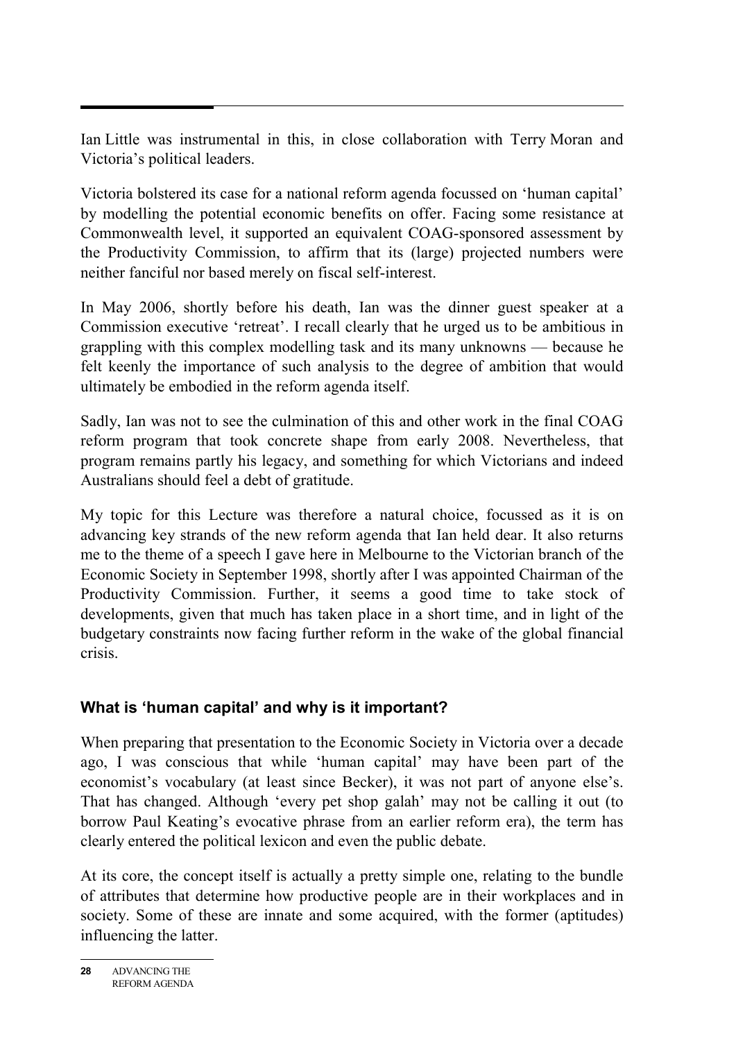Ian Little was instrumental in this, in close collaboration with Terry Moran and Victoria's political leaders.

Victoria bolstered its case for a national reform agenda focussed on 'human capital' by modelling the potential economic benefits on offer. Facing some resistance at Commonwealth level, it supported an equivalent COAG-sponsored assessment by the Productivity Commission, to affirm that its (large) projected numbers were neither fanciful nor based merely on fiscal self-interest.

In May 2006, shortly before his death, Ian was the dinner guest speaker at a Commission executive 'retreat'. I recall clearly that he urged us to be ambitious in grappling with this complex modelling task and its many unknowns — because he felt keenly the importance of such analysis to the degree of ambition that would ultimately be embodied in the reform agenda itself.

Sadly, Ian was not to see the culmination of this and other work in the final COAG reform program that took concrete shape from early 2008. Nevertheless, that program remains partly his legacy, and something for which Victorians and indeed Australians should feel a debt of gratitude.

My topic for this Lecture was therefore a natural choice, focussed as it is on advancing key strands of the new reform agenda that Ian held dear. It also returns me to the theme of a speech I gave here in Melbourne to the Victorian branch of the Economic Society in September 1998, shortly after I was appointed Chairman of the Productivity Commission. Further, it seems a good time to take stock of developments, given that much has taken place in a short time, and in light of the budgetary constraints now facing further reform in the wake of the global financial crisis.

## What is 'human capital' and why is it important?

When preparing that presentation to the Economic Society in Victoria over a decade ago, I was conscious that while 'human capital' may have been part of the economist's vocabulary (at least since Becker), it was not part of anyone else's. That has changed. Although 'every pet shop galah' may not be calling it out (to borrow Paul Keating's evocative phrase from an earlier reform era), the term has clearly entered the political lexicon and even the public debate.

At its core, the concept itself is actually a pretty simple one, relating to the bundle of attributes that determine how productive people are in their workplaces and in society. Some of these are innate and some acquired, with the former (aptitudes) influencing the latter.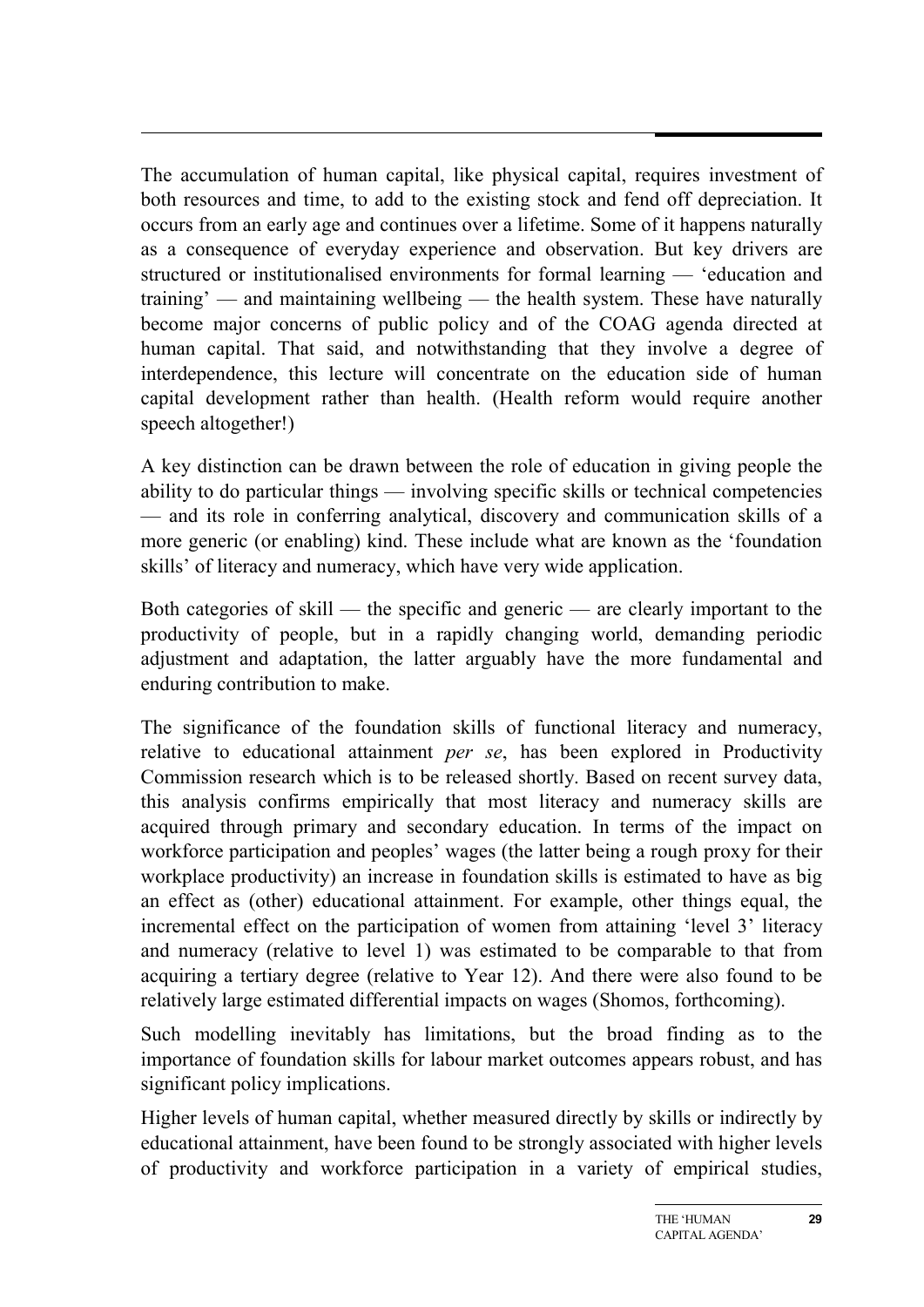The accumulation of human capital, like physical capital, requires investment of both resources and time, to add to the existing stock and fend off depreciation. It occurs from an early age and continues over a lifetime. Some of it happens naturally as a consequence of everyday experience and observation. But key drivers are structured or institutionalised environments for formal learning — 'education and training' — and maintaining wellbeing — the health system. These have naturally become major concerns of public policy and of the COAG agenda directed at human capital. That said, and notwithstanding that they involve a degree of interdependence, this lecture will concentrate on the education side of human capital development rather than health. (Health reform would require another speech altogether!)

A key distinction can be drawn between the role of education in giving people the ability to do particular things — involving specific skills or technical competencies — and its role in conferring analytical, discovery and communication skills of a more generic (or enabling) kind. These include what are known as the 'foundation skills' of literacy and numeracy, which have very wide application.

Both categories of skill — the specific and generic — are clearly important to the productivity of people, but in a rapidly changing world, demanding periodic adjustment and adaptation, the latter arguably have the more fundamental and enduring contribution to make.

The significance of the foundation skills of functional literacy and numeracy, relative to educational attainment *per se*, has been explored in Productivity Commission research which is to be released shortly. Based on recent survey data, this analysis confirms empirically that most literacy and numeracy skills are acquired through primary and secondary education. In terms of the impact on workforce participation and peoples' wages (the latter being a rough proxy for their workplace productivity) an increase in foundation skills is estimated to have as big an effect as (other) educational attainment. For example, other things equal, the incremental effect on the participation of women from attaining 'level 3' literacy and numeracy (relative to level 1) was estimated to be comparable to that from acquiring a tertiary degree (relative to Year 12). And there were also found to be relatively large estimated differential impacts on wages (Shomos, forthcoming).

Such modelling inevitably has limitations, but the broad finding as to the importance of foundation skills for labour market outcomes appears robust, and has significant policy implications.

Higher levels of human capital, whether measured directly by skills or indirectly by educational attainment, have been found to be strongly associated with higher levels of productivity and workforce participation in a variety of empirical studies,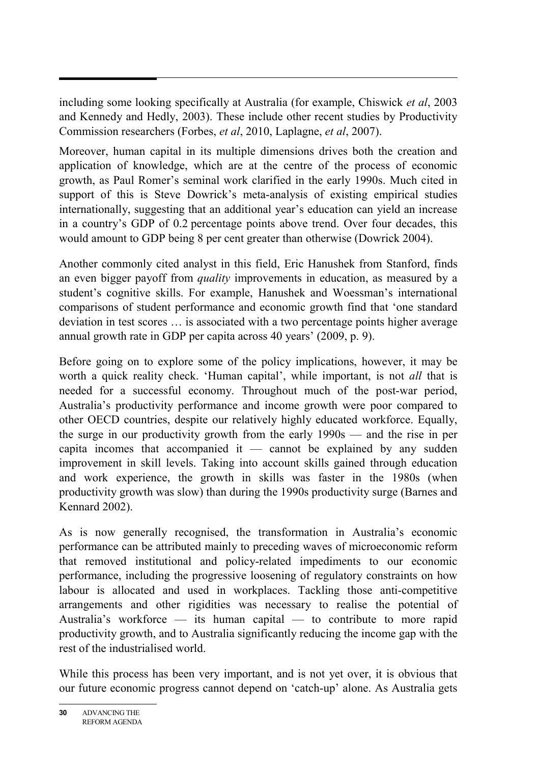including some looking specifically at Australia (for example, Chiswick *et al*, 2003 and Kennedy and Hedly, 2003). These include other recent studies by Productivity Commission researchers (Forbes, *et al*, 2010, Laplagne, *et al*, 2007).

Moreover, human capital in its multiple dimensions drives both the creation and application of knowledge, which are at the centre of the process of economic growth, as Paul Romer's seminal work clarified in the early 1990s. Much cited in support of this is Steve Dowrick's meta-analysis of existing empirical studies internationally, suggesting that an additional year's education can yield an increase in a country's GDP of 0.2 percentage points above trend. Over four decades, this would amount to GDP being 8 per cent greater than otherwise (Dowrick 2004).

Another commonly cited analyst in this field, Eric Hanushek from Stanford, finds an even bigger payoff from *quality* improvements in education, as measured by a student's cognitive skills. For example, Hanushek and Woessman's international comparisons of student performance and economic growth find that 'one standard deviation in test scores … is associated with a two percentage points higher average annual growth rate in GDP per capita across 40 years' (2009, p. 9).

Before going on to explore some of the policy implications, however, it may be worth a quick reality check. 'Human capital', while important, is not *all* that is needed for a successful economy. Throughout much of the post-war period, Australia's productivity performance and income growth were poor compared to other OECD countries, despite our relatively highly educated workforce. Equally, the surge in our productivity growth from the early 1990s — and the rise in per capita incomes that accompanied it — cannot be explained by any sudden improvement in skill levels. Taking into account skills gained through education and work experience, the growth in skills was faster in the 1980s (when productivity growth was slow) than during the 1990s productivity surge (Barnes and Kennard 2002).

As is now generally recognised, the transformation in Australia's economic performance can be attributed mainly to preceding waves of microeconomic reform that removed institutional and policy-related impediments to our economic performance, including the progressive loosening of regulatory constraints on how labour is allocated and used in workplaces. Tackling those anti-competitive arrangements and other rigidities was necessary to realise the potential of Australia's workforce — its human capital — to contribute to more rapid productivity growth, and to Australia significantly reducing the income gap with the rest of the industrialised world.

While this process has been very important, and is not yet over, it is obvious that our future economic progress cannot depend on 'catch-up' alone. As Australia gets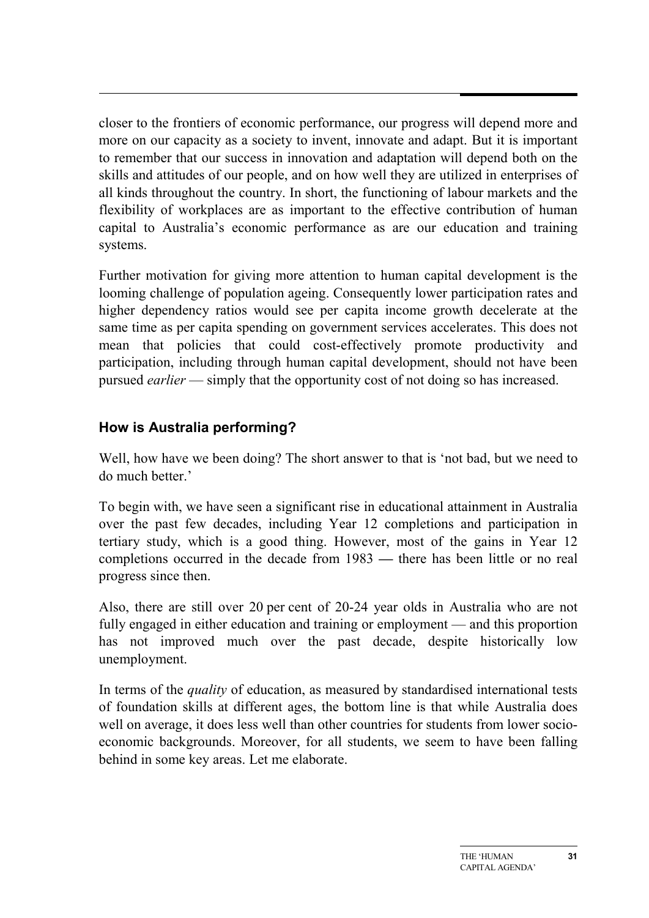closer to the frontiers of economic performance, our progress will depend more and more on our capacity as a society to invent, innovate and adapt. But it is important to remember that our success in innovation and adaptation will depend both on the skills and attitudes of our people, and on how well they are utilized in enterprises of all kinds throughout the country. In short, the functioning of labour markets and the flexibility of workplaces are as important to the effective contribution of human capital to Australia's economic performance as are our education and training systems.

Further motivation for giving more attention to human capital development is the looming challenge of population ageing. Consequently lower participation rates and higher dependency ratios would see per capita income growth decelerate at the same time as per capita spending on government services accelerates. This does not mean that policies that could cost-effectively promote productivity and participation, including through human capital development, should not have been pursued *earlier* — simply that the opportunity cost of not doing so has increased.

### How is Australia performing?

Well, how have we been doing? The short answer to that is 'not bad, but we need to do much better.'

To begin with, we have seen a significant rise in educational attainment in Australia over the past few decades, including Year 12 completions and participation in tertiary study, which is a good thing. However, most of the gains in Year 12 completions occurred in the decade from 1983 — there has been little or no real progress since then.

Also, there are still over 20 per cent of 20-24 year olds in Australia who are not fully engaged in either education and training or employment — and this proportion has not improved much over the past decade, despite historically low unemployment.

In terms of the *quality* of education, as measured by standardised international tests of foundation skills at different ages, the bottom line is that while Australia does well on average, it does less well than other countries for students from lower socio-economic backgrounds. Moreover, for all students, we seem to have been falling behind in some key areas. Let me elaborate.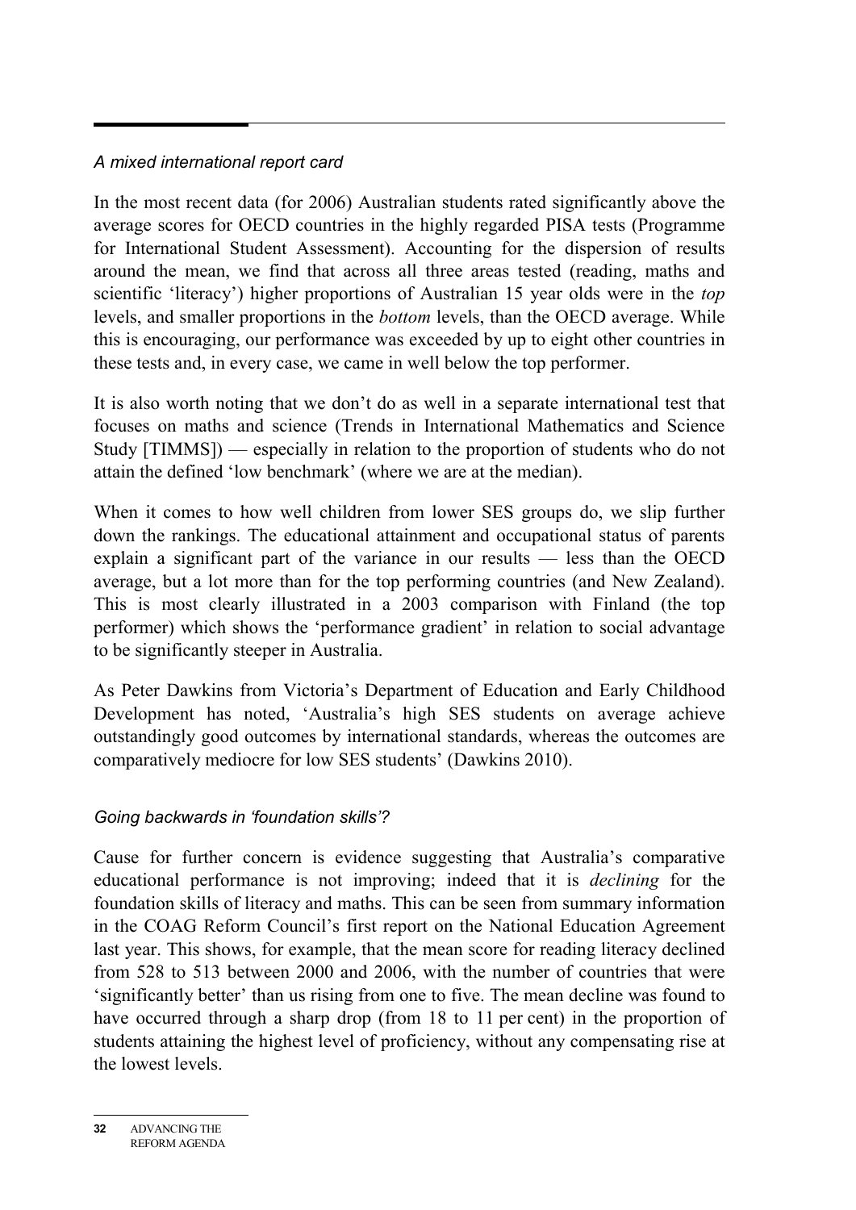*A mixed international report card*

In the most recent data (for 2006) Australian students rated significantly above the average scores for OECD countries in the highly regarded PISA tests (Programme for International Student Assessment). Accounting for the dispersion of results around the mean, we find that across all three areas tested (reading, maths and scientific 'literacy') higher proportions of Australian 15 year olds were in the *top* levels, and smaller proportions in the *bottom* levels, than the OECD average. While this is encouraging, our performance was exceeded by up to eight other countries in these tests and, in every case, we came in well below the top performer.

It is also worth noting that we don't do as well in a separate international test that focuses on maths and science (Trends in International Mathematics and Science Study [TIMMS]) — especially in relation to the proportion of students who do not attain the defined 'low benchmark' (where we are at the median).

When it comes to how well children from lower SES groups do, we slip further down the rankings. The educational attainment and occupational status of parents explain a significant part of the variance in our results — less than the OECD average, but a lot more than for the top performing countries (and New Zealand). This is most clearly illustrated in a 2003 comparison with Finland (the top performer) which shows the 'performance gradient' in relation to social advantage to be significantly steeper in Australia.

As Peter Dawkins from Victoria's Department of Education and Early Childhood Development has noted, 'Australia's high SES students on average achieve outstandingly good outcomes by international standards, whereas the outcomes are comparatively mediocre for low SES students' (Dawkins 2010).

*Going backwards in 'foundation skills'?*

Cause for further concern is evidence suggesting that Australia's comparative educational performance is not improving; indeed that it is *declining* for the foundation skills of literacy and maths. This can be seen from summary information in the COAG Reform Council's first report on the National Education Agreement last year. This shows, for example, that the mean score for reading literacy declined from 528 to 513 between 2000 and 2006, with the number of countries that were 'significantly better' than us rising from one to five. The mean decline was found to have occurred through a sharp drop (from 18 to 11 per cent) in the proportion of students attaining the highest level of proficiency, without any compensating rise at the lowest levels.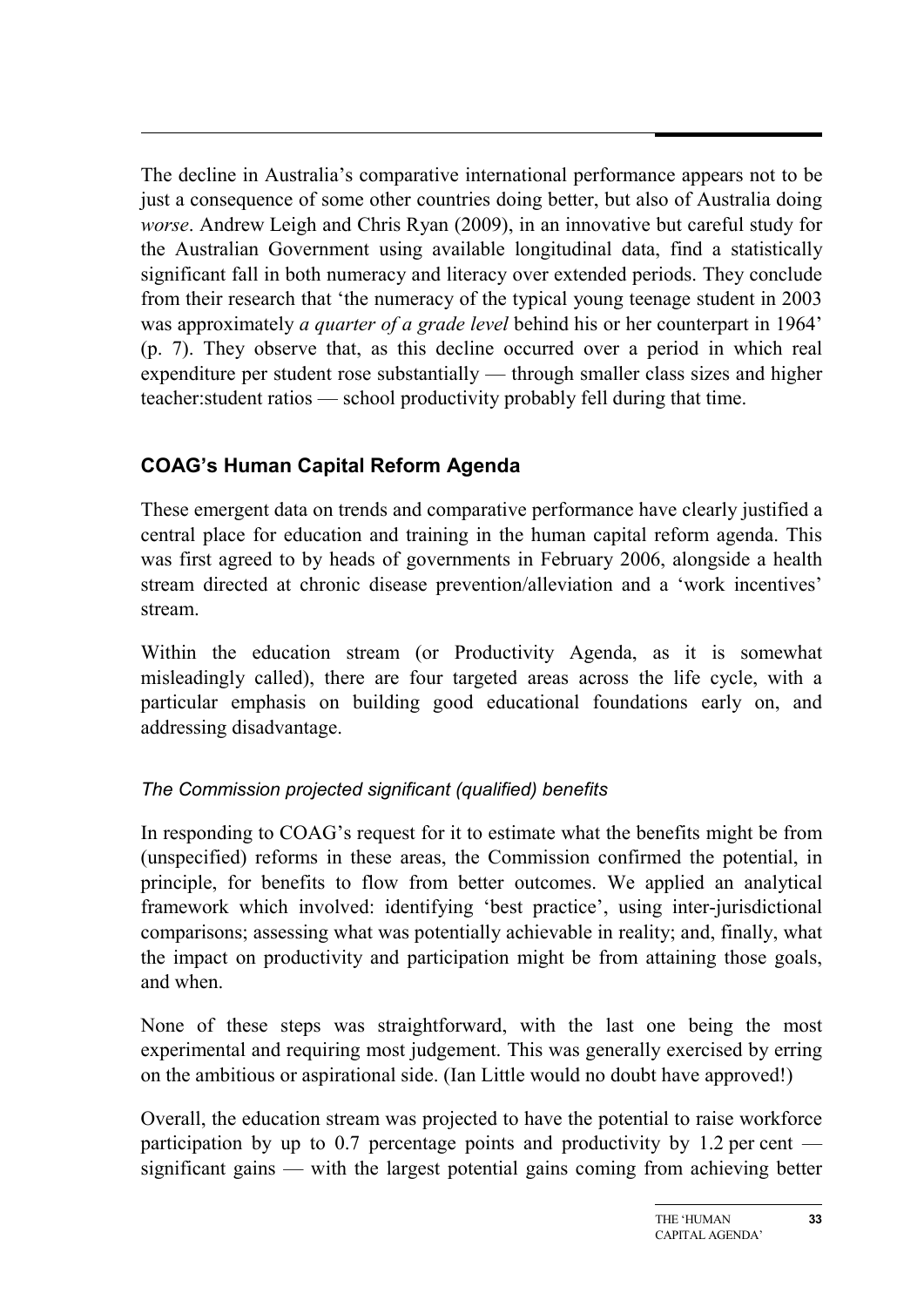The decline in Australia's comparative international performance appears not to be just a consequence of some other countries doing better, but also of Australia doing *worse*. Andrew Leigh and Chris Ryan (2009), in an innovative but careful study for the Australian Government using available longitudinal data, find a statistically significant fall in both numeracy and literacy over extended periods. They conclude from their research that 'the numeracy of the typical young teenage student in 2003 was approximately *a quarter of a grade level* behind his or her counterpart in 1964' (p. 7). They observe that, as this decline occurred over a period in which real expenditure per student rose substantially — through smaller class sizes and higher teacher:student ratios — school productivity probably fell during that time.

## COAG's Human Capital Reform Agenda

These emergent data on trends and comparative performance have clearly justified a central place for education and training in the human capital reform agenda. This was first agreed to by heads of governments in February 2006, alongside a health stream directed at chronic disease prevention/alleviation and a 'work incentives' stream.

Within the education stream (or Productivity Agenda, as it is somewhat misleadingly called), there are four targeted areas across the life cycle, with a particular emphasis on building good educational foundations early on, and addressing disadvantage.

### *The Commission projected significant (qualified) benefits*

In responding to COAG's request for it to estimate what the benefits might be from (unspecified) reforms in these areas, the Commission confirmed the potential, in principle, for benefits to flow from better outcomes. We applied an analytical framework which involved: identifying 'best practice', using inter-jurisdictional comparisons; assessing what was potentially achievable in reality; and, finally, what the impact on productivity and participation might be from attaining those goals, and when.

None of these steps was straightforward, with the last one being the most experimental and requiring most judgement. This was generally exercised by erring on the ambitious or aspirational side. (Ian Little would no doubt have approved!)

Overall, the education stream was projected to have the potential to raise workforce participation by up to 0.7 percentage points and productivity by 1.2 per cent — significant gains — with the largest potential gains coming from achieving better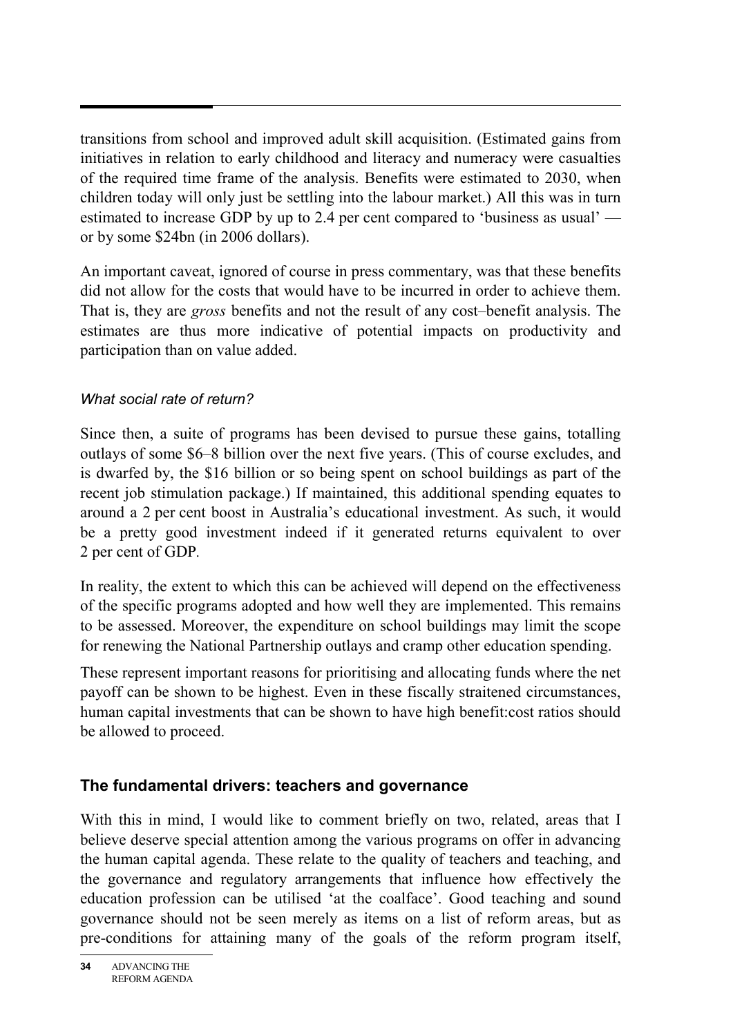transitions from school and improved adult skill acquisition. (Estimated gains from initiatives in relation to early childhood and literacy and numeracy were casualties of the required time frame of the analysis. Benefits were estimated to 2030, when children today will only just be settling into the labour market.) All this was in turn estimated to increase GDP by up to 2.4 per cent compared to 'business as usual' — or by some $24bn (in 2006 dollars).

An important caveat, ignored of course in press commentary, was that these benefits did not allow for the costs that would have to be incurred in order to achieve them. That is, they are *gross* benefits and not the result of any cost–benefit analysis. The estimates are thus more indicative of potential impacts on productivity and participation than on value added.

### *What social rate of return?*

Since then, a suite of programs has been devised to pursue these gains, totalling outlays of some $6–8 billion over the next five years. (This of course excludes, and is dwarfed by, the $16 billion or so being spent on school buildings as part of the recent job stimulation package.) If maintained, this additional spending equates to around a 2 per cent boost in Australia's educational investment. As such, it would be a pretty good investment indeed if it generated returns equivalent to over 2 per cent of GDP.

In reality, the extent to which this can be achieved will depend on the effectiveness of the specific programs adopted and how well they are implemented. This remains to be assessed. Moreover, the expenditure on school buildings may limit the scope for renewing the National Partnership outlays and cramp other education spending.

These represent important reasons for prioritising and allocating funds where the net payoff can be shown to be highest. Even in these fiscally straitened circumstances, human capital investments that can be shown to have high benefit:cost ratios should be allowed to proceed.

## The fundamental drivers: teachers and governance

With this in mind, I would like to comment briefly on two, related, areas that I believe deserve special attention among the various programs on offer in advancing the human capital agenda. These relate to the quality of teachers and teaching, and the governance and regulatory arrangements that influence how effectively the education profession can be utilised 'at the coalface'. Good teaching and sound governance should not be seen merely as items on a list of reform areas, but as pre-conditions for attaining many of the goals of the reform program itself,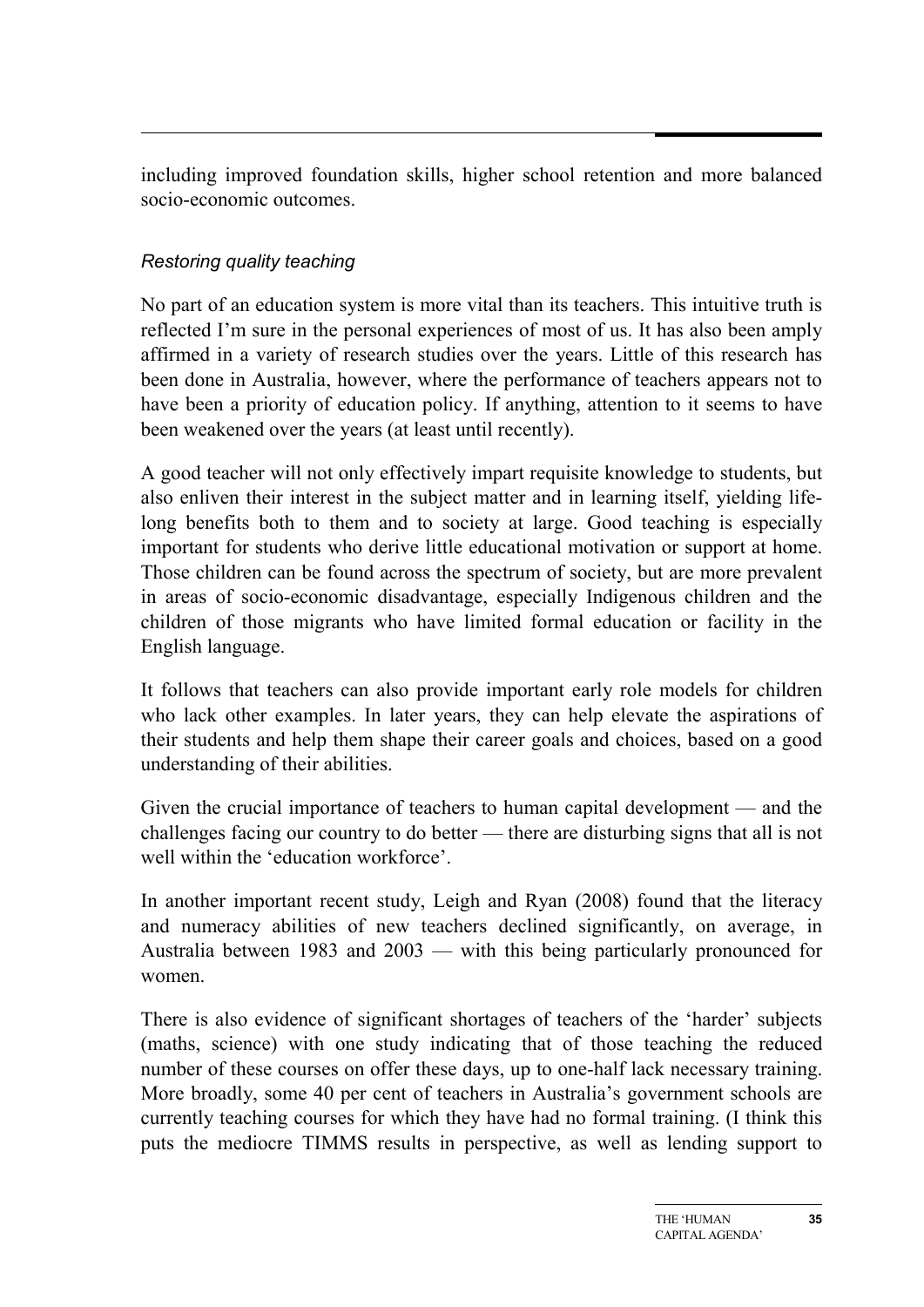including improved foundation skills, higher school retention and more balanced socio-economic outcomes.

### *Restoring quality teaching*

No part of an education system is more vital than its teachers. This intuitive truth is reflected I'm sure in the personal experiences of most of us. It has also been amply affirmed in a variety of research studies over the years. Little of this research has been done in Australia, however, where the performance of teachers appears not to have been a priority of education policy. If anything, attention to it seems to have been weakened over the years (at least until recently).

A good teacher will not only effectively impart requisite knowledge to students, but also enliven their interest in the subject matter and in learning itself, yielding life-long benefits both to them and to society at large. Good teaching is especially important for students who derive little educational motivation or support at home. Those children can be found across the spectrum of society, but are more prevalent in areas of socio-economic disadvantage, especially Indigenous children and the children of those migrants who have limited formal education or facility in the English language.

It follows that teachers can also provide important early role models for children who lack other examples. In later years, they can help elevate the aspirations of their students and help them shape their career goals and choices, based on a good understanding of their abilities.

Given the crucial importance of teachers to human capital development — and the challenges facing our country to do better — there are disturbing signs that all is not well within the 'education workforce'.

In another important recent study, Leigh and Ryan (2008) found that the literacy and numeracy abilities of new teachers declined significantly, on average, in Australia between 1983 and 2003 — with this being particularly pronounced for women.

There is also evidence of significant shortages of teachers of the 'harder' subjects (maths, science) with one study indicating that of those teaching the reduced number of these courses on offer these days, up to one-half lack necessary training. More broadly, some 40 per cent of teachers in Australia's government schools are currently teaching courses for which they have had no formal training. (I think this puts the mediocre TIMMS results in perspective, as well as lending support to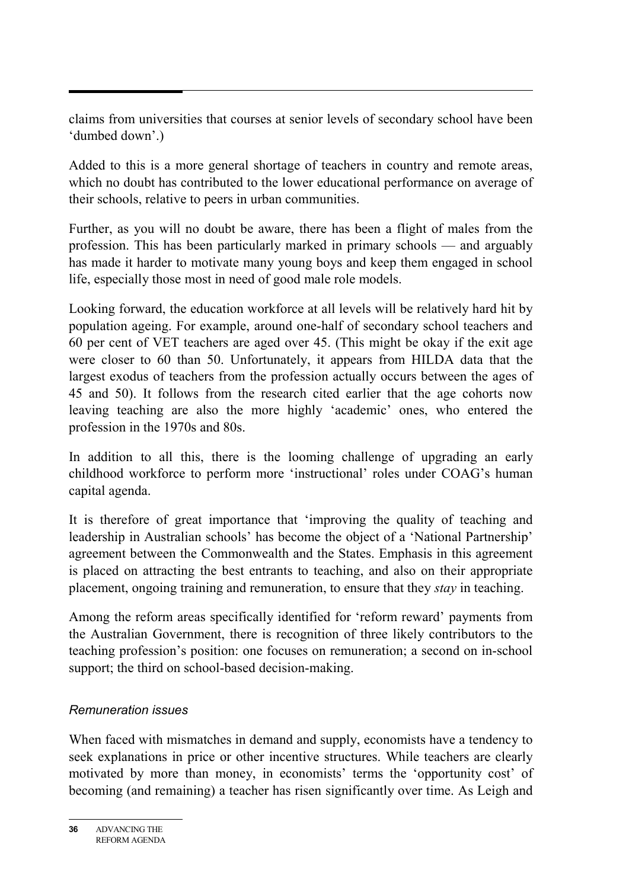claims from universities that courses at senior levels of secondary school have been 'dumbed down'.)

Added to this is a more general shortage of teachers in country and remote areas, which no doubt has contributed to the lower educational performance on average of their schools, relative to peers in urban communities.

Further, as you will no doubt be aware, there has been a flight of males from the profession. This has been particularly marked in primary schools — and arguably has made it harder to motivate many young boys and keep them engaged in school life, especially those most in need of good male role models.

Looking forward, the education workforce at all levels will be relatively hard hit by population ageing. For example, around one-half of secondary school teachers and 60 per cent of VET teachers are aged over 45. (This might be okay if the exit age were closer to 60 than 50. Unfortunately, it appears from HILDA data that the largest exodus of teachers from the profession actually occurs between the ages of 45 and 50). It follows from the research cited earlier that the age cohorts now leaving teaching are also the more highly 'academic' ones, who entered the profession in the 1970s and 80s.

In addition to all this, there is the looming challenge of upgrading an early childhood workforce to perform more 'instructional' roles under COAG's human capital agenda.

It is therefore of great importance that 'improving the quality of teaching and leadership in Australian schools' has become the object of a 'National Partnership' agreement between the Commonwealth and the States. Emphasis in this agreement is placed on attracting the best entrants to teaching, and also on their appropriate placement, ongoing training and remuneration, to ensure that they *stay* in teaching.

Among the reform areas specifically identified for 'reform reward' payments from the Australian Government, there is recognition of three likely contributors to the teaching profession's position: one focuses on remuneration; a second on in-school support; the third on school-based decision-making.

### *Remuneration issues*

When faced with mismatches in demand and supply, economists have a tendency to seek explanations in price or other incentive structures. While teachers are clearly motivated by more than money, in economists' terms the 'opportunity cost' of becoming (and remaining) a teacher has risen significantly over time. As Leigh and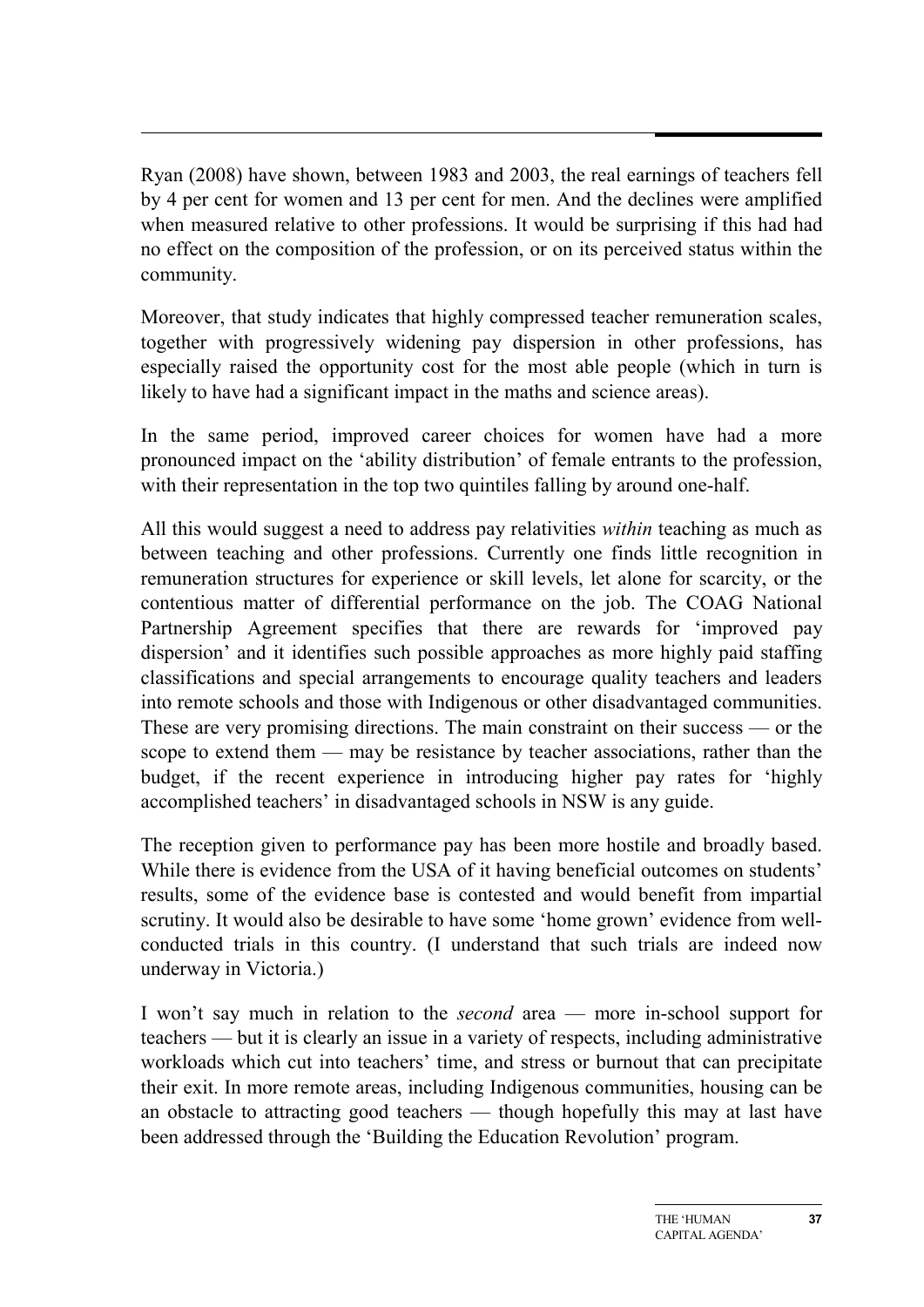Ryan (2008) have shown, between 1983 and 2003, the real earnings of teachers fell by 4 per cent for women and 13 per cent for men. And the declines were amplified when measured relative to other professions. It would be surprising if this had had no effect on the composition of the profession, or on its perceived status within the community.

Moreover, that study indicates that highly compressed teacher remuneration scales, together with progressively widening pay dispersion in other professions, has especially raised the opportunity cost for the most able people (which in turn is likely to have had a significant impact in the maths and science areas).

In the same period, improved career choices for women have had a more pronounced impact on the 'ability distribution' of female entrants to the profession, with their representation in the top two quintiles falling by around one-half.

All this would suggest a need to address pay relativities *within* teaching as much as between teaching and other professions. Currently one finds little recognition in remuneration structures for experience or skill levels, let alone for scarcity, or the contentious matter of differential performance on the job. The COAG National Partnership Agreement specifies that there are rewards for 'improved pay dispersion' and it identifies such possible approaches as more highly paid staffing classifications and special arrangements to encourage quality teachers and leaders into remote schools and those with Indigenous or other disadvantaged communities. These are very promising directions. The main constraint on their success — or the scope to extend them — may be resistance by teacher associations, rather than the budget, if the recent experience in introducing higher pay rates for 'highly accomplished teachers' in disadvantaged schools in NSW is any guide.

The reception given to performance pay has been more hostile and broadly based. While there is evidence from the USA of it having beneficial outcomes on students' results, some of the evidence base is contested and would benefit from impartial scrutiny. It would also be desirable to have some 'home grown' evidence from well-conducted trials in this country. (I understand that such trials are indeed now underway in Victoria.)

I won't say much in relation to the *second* area — more in-school support for teachers — but it is clearly an issue in a variety of respects, including administrative workloads which cut into teachers' time, and stress or burnout that can precipitate their exit. In more remote areas, including Indigenous communities, housing can be an obstacle to attracting good teachers — though hopefully this may at last have been addressed through the 'Building the Education Revolution' program.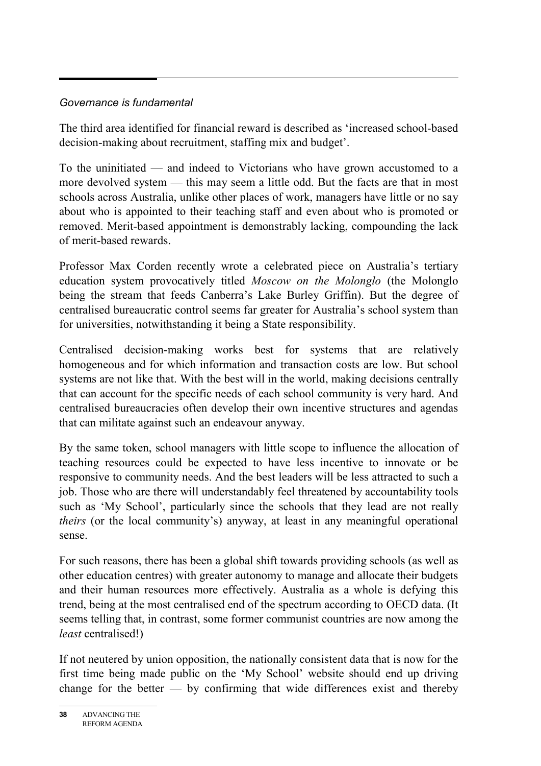*Governance is fundamental*

The third area identified for financial reward is described as 'increased school-based decision-making about recruitment, staffing mix and budget'.

To the uninitiated — and indeed to Victorians who have grown accustomed to a more devolved system — this may seem a little odd. But the facts are that in most schools across Australia, unlike other places of work, managers have little or no say about who is appointed to their teaching staff and even about who is promoted or removed. Merit-based appointment is demonstrably lacking, compounding the lack of merit-based rewards.

Professor Max Corden recently wrote a celebrated piece on Australia's tertiary education system provocatively titled *Moscow on the Molonglo* (the Molonglo being the stream that feeds Canberra's Lake Burley Griffin). But the degree of centralised bureaucratic control seems far greater for Australia's school system than for universities, notwithstanding it being a State responsibility.

Centralised decision-making works best for systems that are relatively homogeneous and for which information and transaction costs are low. But school systems are not like that. With the best will in the world, making decisions centrally that can account for the specific needs of each school community is very hard. And centralised bureaucracies often develop their own incentive structures and agendas that can militate against such an endeavour anyway.

By the same token, school managers with little scope to influence the allocation of teaching resources could be expected to have less incentive to innovate or be responsive to community needs. And the best leaders will be less attracted to such a job. Those who are there will understandably feel threatened by accountability tools such as 'My School', particularly since the schools that they lead are not really *theirs* (or the local community's) anyway, at least in any meaningful operational sense.

For such reasons, there has been a global shift towards providing schools (as well as other education centres) with greater autonomy to manage and allocate their budgets and their human resources more effectively. Australia as a whole is defying this trend, being at the most centralised end of the spectrum according to OECD data. (It seems telling that, in contrast, some former communist countries are now among the *least* centralised!)

If not neutered by union opposition, the nationally consistent data that is now for the first time being made public on the 'My School' website should end up driving change for the better — by confirming that wide differences exist and thereby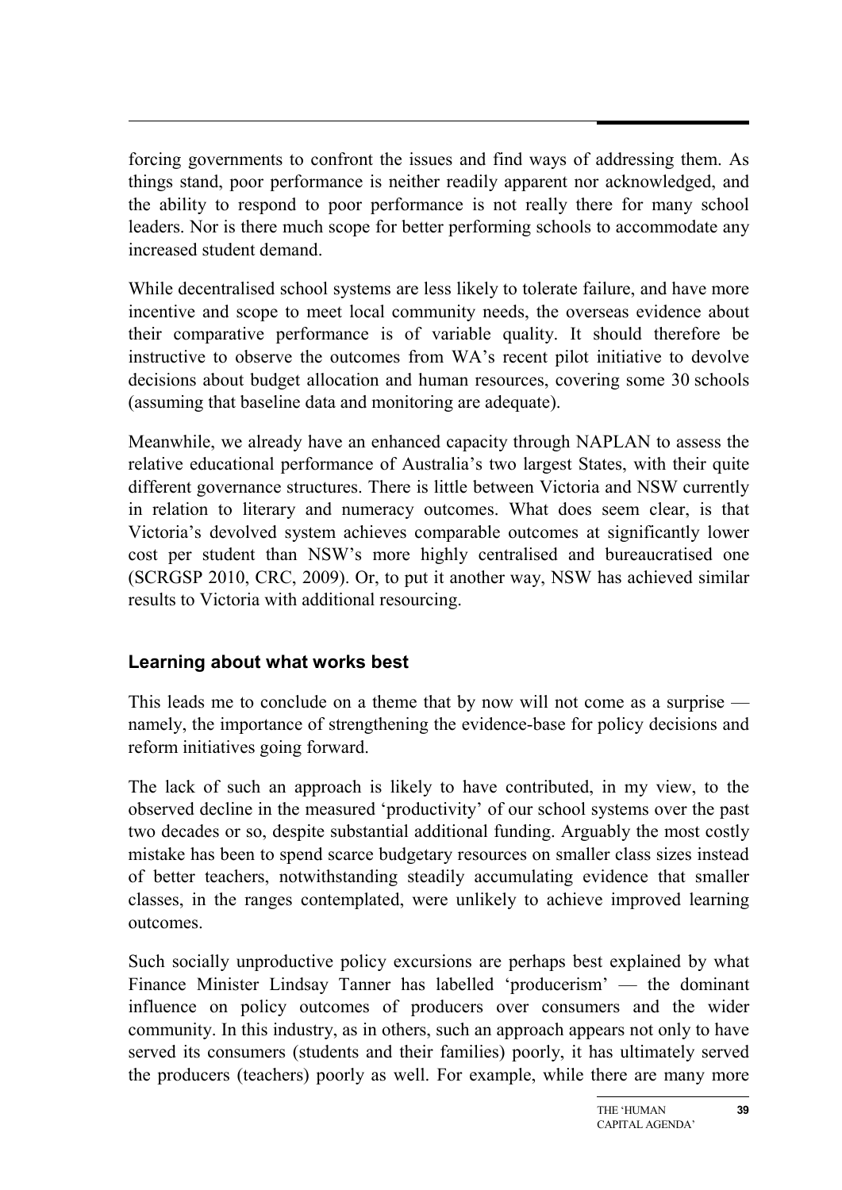forcing governments to confront the issues and find ways of addressing them. As things stand, poor performance is neither readily apparent nor acknowledged, and the ability to respond to poor performance is not really there for many school leaders. Nor is there much scope for better performing schools to accommodate any increased student demand.

While decentralised school systems are less likely to tolerate failure, and have more incentive and scope to meet local community needs, the overseas evidence about their comparative performance is of variable quality. It should therefore be instructive to observe the outcomes from WA's recent pilot initiative to devolve decisions about budget allocation and human resources, covering some 30 schools (assuming that baseline data and monitoring are adequate).

Meanwhile, we already have an enhanced capacity through NAPLAN to assess the relative educational performance of Australia's two largest States, with their quite different governance structures. There is little between Victoria and NSW currently in relation to literary and numeracy outcomes. What does seem clear, is that Victoria's devolved system achieves comparable outcomes at significantly lower cost per student than NSW's more highly centralised and bureaucratised one (SCRGSP 2010, CRC, 2009). Or, to put it another way, NSW has achieved similar results to Victoria with additional resourcing.

## Learning about what works best

This leads me to conclude on a theme that by now will not come as a surprise — namely, the importance of strengthening the evidence-base for policy decisions and reform initiatives going forward.

The lack of such an approach is likely to have contributed, in my view, to the observed decline in the measured 'productivity' of our school systems over the past two decades or so, despite substantial additional funding. Arguably the most costly mistake has been to spend scarce budgetary resources on smaller class sizes instead of better teachers, notwithstanding steadily accumulating evidence that smaller classes, in the ranges contemplated, were unlikely to achieve improved learning outcomes.

Such socially unproductive policy excursions are perhaps best explained by what Finance Minister Lindsay Tanner has labelled 'producerism' — the dominant influence on policy outcomes of producers over consumers and the wider community. In this industry, as in others, such an approach appears not only to have served its consumers (students and their families) poorly, it has ultimately served the producers (teachers) poorly as well. For example, while there are many more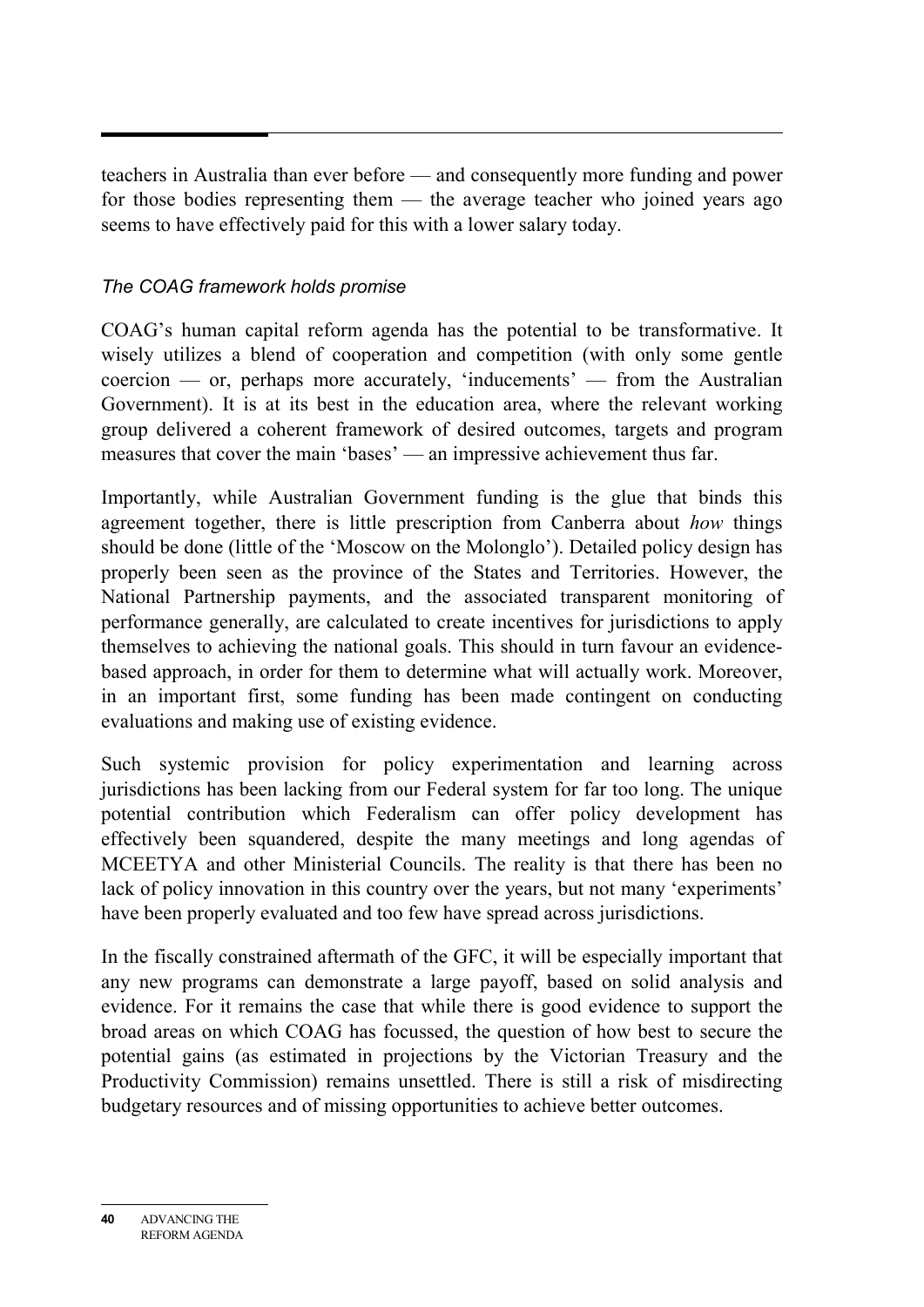teachers in Australia than ever before — and consequently more funding and power for those bodies representing them — the average teacher who joined years ago seems to have effectively paid for this with a lower salary today.

### *The COAG framework holds promise*

COAG's human capital reform agenda has the potential to be transformative. It wisely utilizes a blend of cooperation and competition (with only some gentle coercion — or, perhaps more accurately, 'inducements' — from the Australian Government). It is at its best in the education area, where the relevant working group delivered a coherent framework of desired outcomes, targets and program measures that cover the main 'bases' — an impressive achievement thus far.

Importantly, while Australian Government funding is the glue that binds this agreement together, there is little prescription from Canberra about *how* things should be done (little of the 'Moscow on the Molonglo'). Detailed policy design has properly been seen as the province of the States and Territories. However, the National Partnership payments, and the associated transparent monitoring of performance generally, are calculated to create incentives for jurisdictions to apply themselves to achieving the national goals. This should in turn favour an evidence-based approach, in order for them to determine what will actually work. Moreover, in an important first, some funding has been made contingent on conducting evaluations and making use of existing evidence.

Such systemic provision for policy experimentation and learning across jurisdictions has been lacking from our Federal system for far too long. The unique potential contribution which Federalism can offer policy development has effectively been squandered, despite the many meetings and long agendas of MCEETYA and other Ministerial Councils. The reality is that there has been no lack of policy innovation in this country over the years, but not many 'experiments' have been properly evaluated and too few have spread across jurisdictions.

In the fiscally constrained aftermath of the GFC, it will be especially important that any new programs can demonstrate a large payoff, based on solid analysis and evidence. For it remains the case that while there is good evidence to support the broad areas on which COAG has focussed, the question of how best to secure the potential gains (as estimated in projections by the Victorian Treasury and the Productivity Commission) remains unsettled. There is still a risk of misdirecting budgetary resources and of missing opportunities to achieve better outcomes.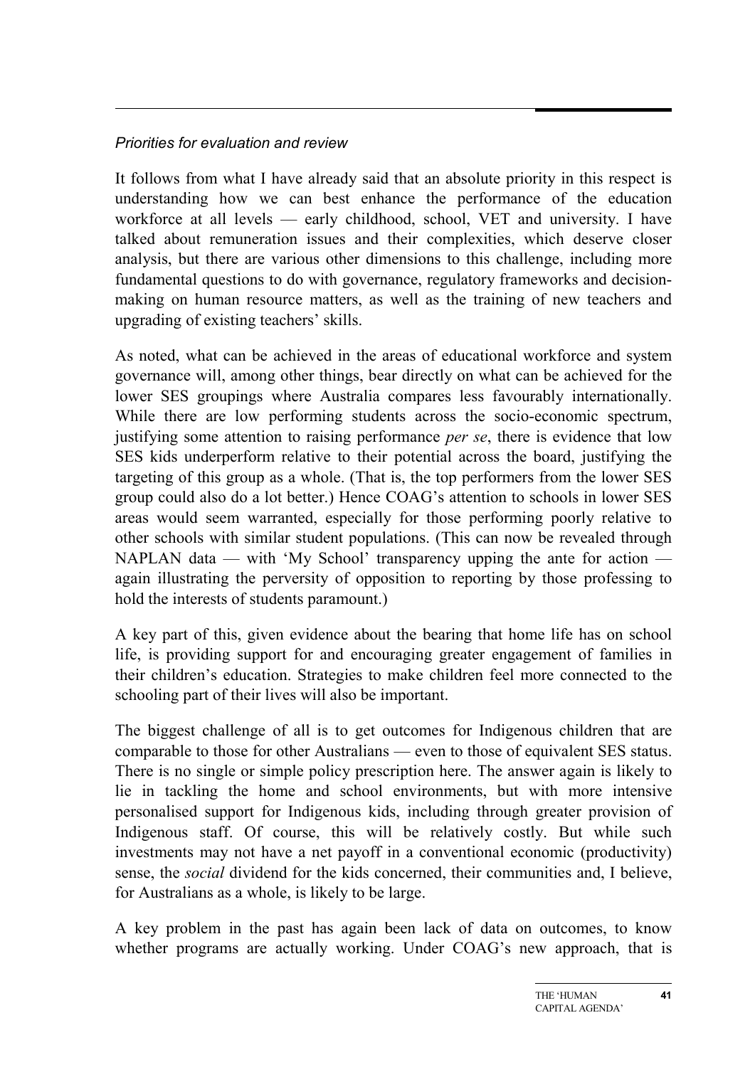*Priorities for evaluation and review*

It follows from what I have already said that an absolute priority in this respect is understanding how we can best enhance the performance of the education workforce at all levels — early childhood, school, VET and university. I have talked about remuneration issues and their complexities, which deserve closer analysis, but there are various other dimensions to this challenge, including more fundamental questions to do with governance, regulatory frameworks and decision-making on human resource matters, as well as the training of new teachers and upgrading of existing teachers' skills.

As noted, what can be achieved in the areas of educational workforce and system governance will, among other things, bear directly on what can be achieved for the lower SES groupings where Australia compares less favourably internationally. While there are low performing students across the socio-economic spectrum, justifying some attention to raising performance *per se*, there is evidence that low SES kids underperform relative to their potential across the board, justifying the targeting of this group as a whole. (That is, the top performers from the lower SES group could also do a lot better.) Hence COAG's attention to schools in lower SES areas would seem warranted, especially for those performing poorly relative to other schools with similar student populations. (This can now be revealed through NAPLAN data — with 'My School' transparency upping the ante for action — again illustrating the perversity of opposition to reporting by those professing to hold the interests of students paramount.)

A key part of this, given evidence about the bearing that home life has on school life, is providing support for and encouraging greater engagement of families in their children's education. Strategies to make children feel more connected to the schooling part of their lives will also be important.

The biggest challenge of all is to get outcomes for Indigenous children that are comparable to those for other Australians — even to those of equivalent SES status. There is no single or simple policy prescription here. The answer again is likely to lie in tackling the home and school environments, but with more intensive personalised support for Indigenous kids, including through greater provision of Indigenous staff. Of course, this will be relatively costly. But while such investments may not have a net payoff in a conventional economic (productivity) sense, the *social* dividend for the kids concerned, their communities and, I believe, for Australians as a whole, is likely to be large.

A key problem in the past has again been lack of data on outcomes, to know whether programs are actually working. Under COAG's new approach, that is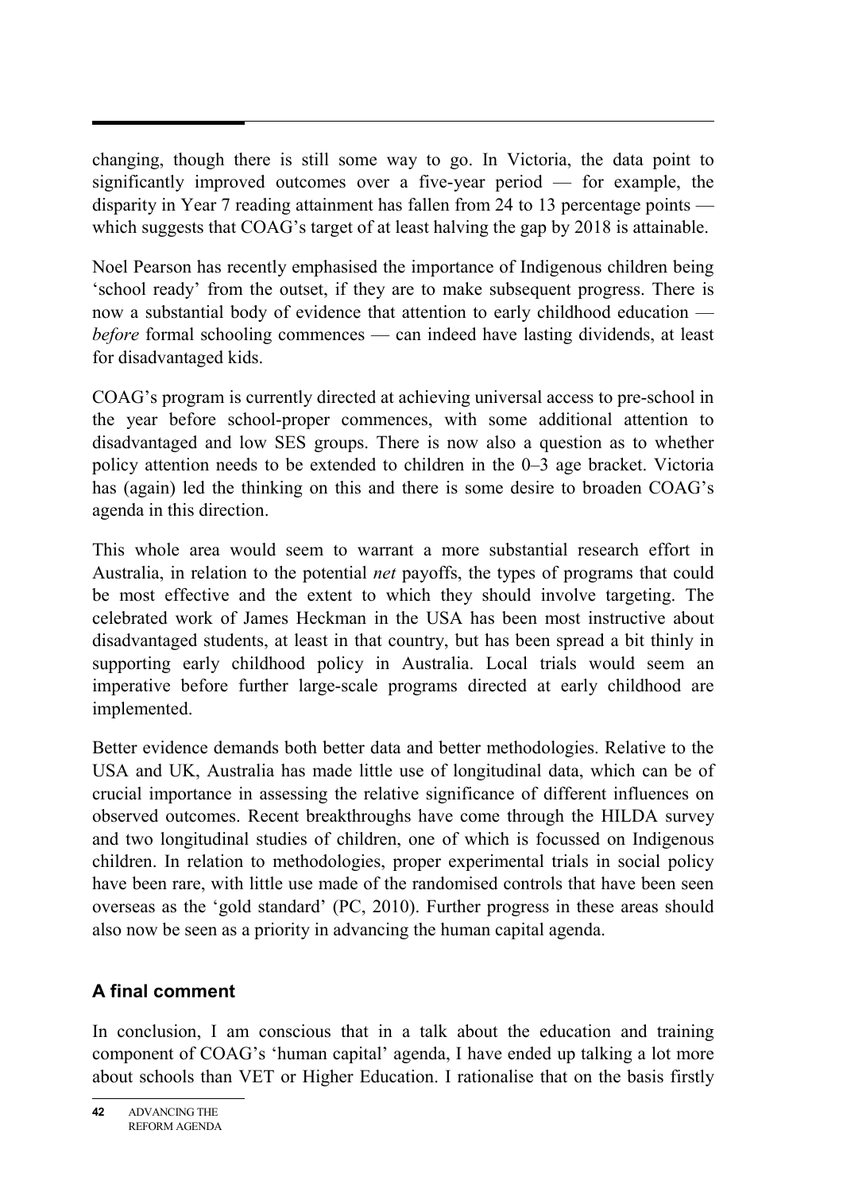changing, though there is still some way to go. In Victoria, the data point to significantly improved outcomes over a five-year period — for example, the disparity in Year 7 reading attainment has fallen from 24 to 13 percentage points — which suggests that COAG's target of at least halving the gap by 2018 is attainable.

Noel Pearson has recently emphasised the importance of Indigenous children being 'school ready' from the outset, if they are to make subsequent progress. There is now a substantial body of evidence that attention to early childhood education — *before* formal schooling commences — can indeed have lasting dividends, at least for disadvantaged kids.

COAG's program is currently directed at achieving universal access to pre-school in the year before school-proper commences, with some additional attention to disadvantaged and low SES groups. There is now also a question as to whether policy attention needs to be extended to children in the 0–3 age bracket. Victoria has (again) led the thinking on this and there is some desire to broaden COAG's agenda in this direction.

This whole area would seem to warrant a more substantial research effort in Australia, in relation to the potential *net* payoffs, the types of programs that could be most effective and the extent to which they should involve targeting. The celebrated work of James Heckman in the USA has been most instructive about disadvantaged students, at least in that country, but has been spread a bit thinly in supporting early childhood policy in Australia. Local trials would seem an imperative before further large-scale programs directed at early childhood are implemented.

Better evidence demands both better data and better methodologies. Relative to the USA and UK, Australia has made little use of longitudinal data, which can be of crucial importance in assessing the relative significance of different influences on observed outcomes. Recent breakthroughs have come through the HILDA survey and two longitudinal studies of children, one of which is focussed on Indigenous children. In relation to methodologies, proper experimental trials in social policy have been rare, with little use made of the randomised controls that have been seen overseas as the 'gold standard' (PC, 2010). Further progress in these areas should also now be seen as a priority in advancing the human capital agenda.

## A final comment

In conclusion, I am conscious that in a talk about the education and training component of COAG's 'human capital' agenda, I have ended up talking a lot more about schools than VET or Higher Education. I rationalise that on the basis firstly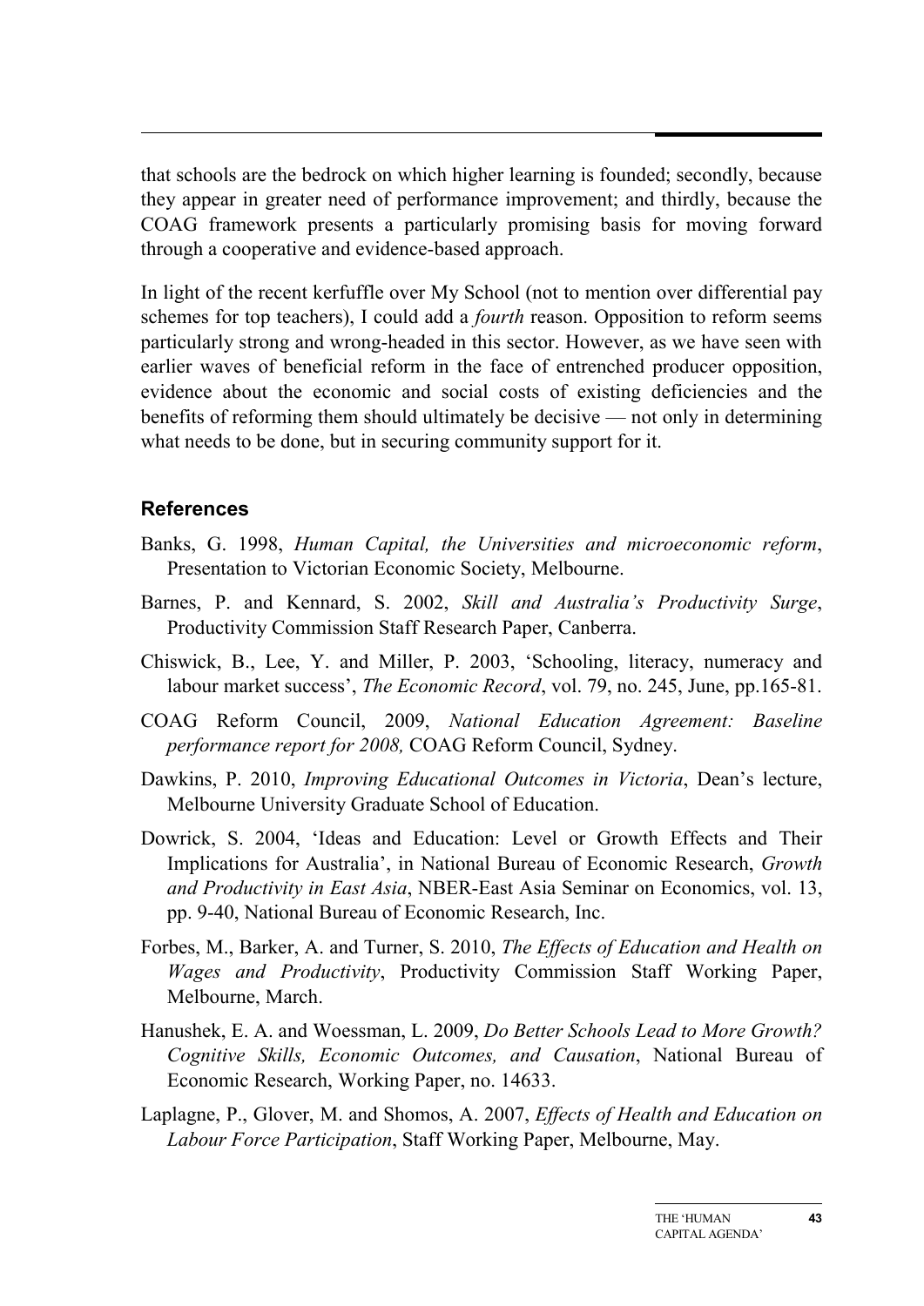that schools are the bedrock on which higher learning is founded; secondly, because they appear in greater need of performance improvement; and thirdly, because the COAG framework presents a particularly promising basis for moving forward through a cooperative and evidence-based approach.

In light of the recent kerfuffle over My School (not to mention over differential pay schemes for top teachers), I could add a *fourth* reason. Opposition to reform seems particularly strong and wrong-headed in this sector. However, as we have seen with earlier waves of beneficial reform in the face of entrenched producer opposition, evidence about the economic and social costs of existing deficiencies and the benefits of reforming them should ultimately be decisive — not only in determining what needs to be done, but in securing community support for it.

## References

Banks, G. 1998, *Human Capital, the Universities and microeconomic reform*, Presentation to Victorian Economic Society, Melbourne.

Barnes, P. and Kennard, S. 2002, *Skill and Australia's Productivity Surge*, Productivity Commission Staff Research Paper, Canberra.

Chiswick, B., Lee, Y. and Miller, P. 2003, 'Schooling, literacy, numeracy and labour market success', *The Economic Record*, vol. 79, no. 245, June, pp.165-81.

COAG Reform Council, 2009, *National Education Agreement: Baseline performance report for 2008,* COAG Reform Council, Sydney.

Dawkins, P. 2010, *Improving Educational Outcomes in Victoria*, Dean's lecture, Melbourne University Graduate School of Education.

Dowrick, S. 2004, 'Ideas and Education: Level or Growth Effects and Their Implications for Australia', in National Bureau of Economic Research, *Growth and Productivity in East Asia*, NBER-East Asia Seminar on Economics, vol. 13, pp. 9-40, National Bureau of Economic Research, Inc.

Forbes, M., Barker, A. and Turner, S. 2010, *The Effects of Education and Health on Wages and Productivity*, Productivity Commission Staff Working Paper, Melbourne, March.

Hanushek, E. A. and Woessman, L. 2009, *Do Better Schools Lead to More Growth? Cognitive Skills, Economic Outcomes, and Causation*, National Bureau of Economic Research, Working Paper, no. 14633.

Laplagne, P., Glover, M. and Shomos, A. 2007, *Effects of Health and Education on Labour Force Participation*, Staff Working Paper, Melbourne, May.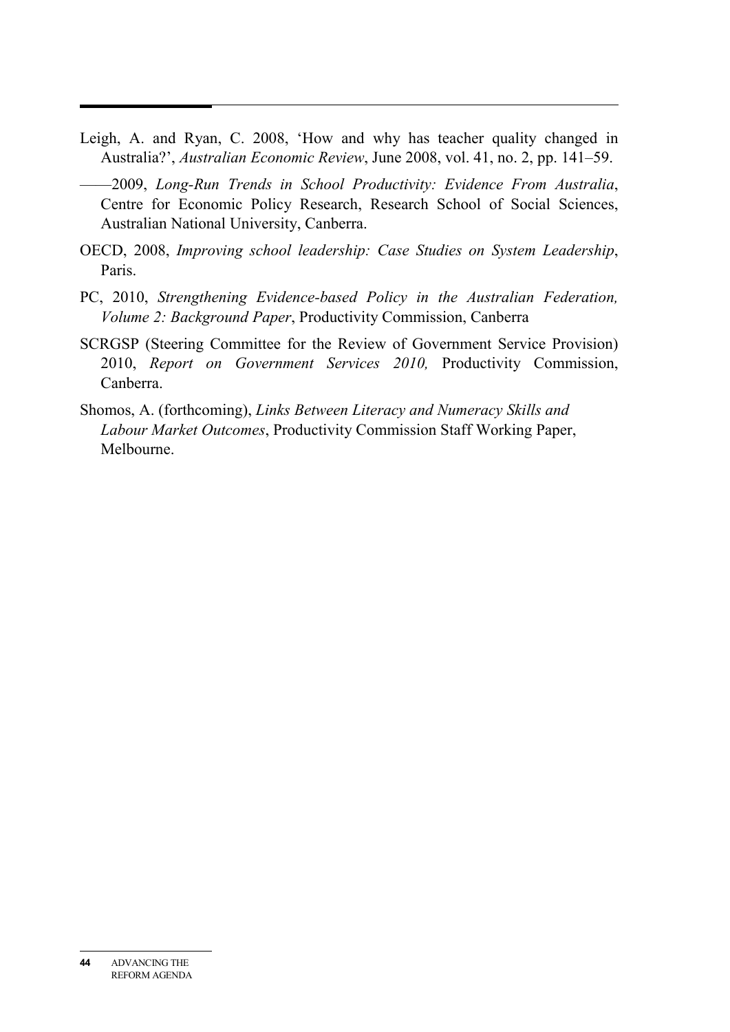Leigh, A. and Ryan, C. 2008, 'How and why has teacher quality changed in Australia?', *Australian Economic Review*, June 2008, vol. 41, no. 2, pp. 141–59.

——2009, *Long-Run Trends in School Productivity: Evidence From Australia*, Centre for Economic Policy Research, Research School of Social Sciences, Australian National University, Canberra.

OECD, 2008, *Improving school leadership: Case Studies on System Leadership*, Paris.

PC, 2010, *Strengthening Evidence-based Policy in the Australian Federation, Volume 2: Background Paper*, Productivity Commission, Canberra

SCRGSP (Steering Committee for the Review of Government Service Provision) 2010, *Report on Government Services 2010,* Productivity Commission, Canberra.

Shomos, A. (forthcoming), *Links Between Literacy and Numeracy Skills and Labour Market Outcomes*, Productivity Commission Staff Working Paper, Melbourne.